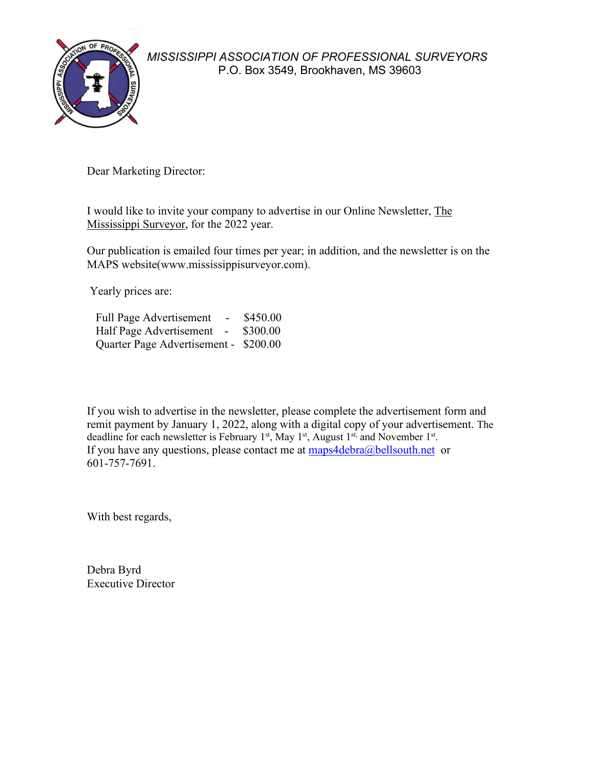*MISSISSIPPI ASSOCIATION OF PROFESSIONAL SURVEYORS*
P.O. Box 3549, Brookhaven, MS 39603

Dear Marketing Director:

I would like to invite your company to advertise in our Online Newsletter, The Mississippi Surveyor, for the 2022 year.

Our publication is emailed four times per year; in addition, and the newsletter is on the MAPS website(www.mississippisurveyor.com).

Yearly prices are:

Full Page Advertisement - $450.00
Half Page Advertisement - $300.00
Quarter Page Advertisement - $200.00

If you wish to advertise in the newsletter, please complete the advertisement form and remit payment by January 1, 2022, along with a digital copy of your advertisement. The deadline for each newsletter is February 1st, May 1st, August 1st, and November 1st.
If you have any questions, please contact me at maps4debra@bellsouth.net or 601-757-7691.

With best regards,

Debra Byrd
Executive Director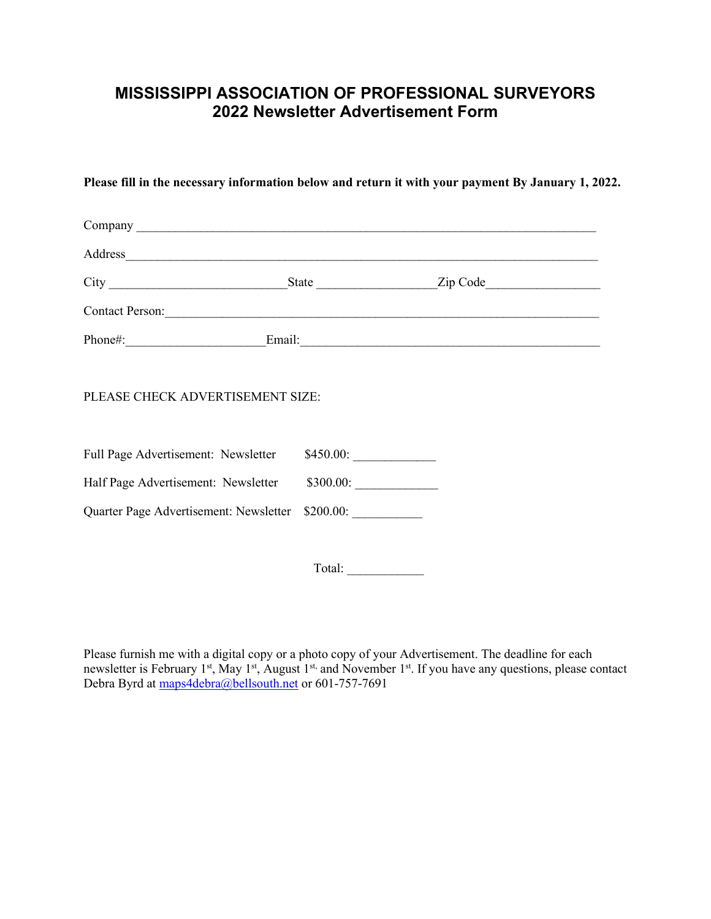# MISSISSIPPI ASSOCIATION OF PROFESSIONAL SURVEYORS
## 2022 Newsletter Advertisement Form

**Please fill in the necessary information below and return it with your payment By January 1, 2022.**

Company ___________________________________________________________________________

Address____________________________________________________________________________

City ____________________________State __________________Zip Code_________________

Contact Person:_____________________________________________________________________

Phone#:______________________Email:________________________________________________

PLEASE CHECK ADVERTISEMENT SIZE:

Full Page Advertisement: Newsletter $450.00: _____________

Half Page Advertisement: Newsletter $300.00: _____________

Quarter Page Advertisement: Newsletter $200.00: ___________

Total: ____________

Please furnish me with a digital copy or a photo copy of your Advertisement. The deadline for each newsletter is February 1st, May 1st, August 1st, and November 1st. If you have any questions, please contact Debra Byrd at maps4debra@bellsouth.net or 601-757-7691